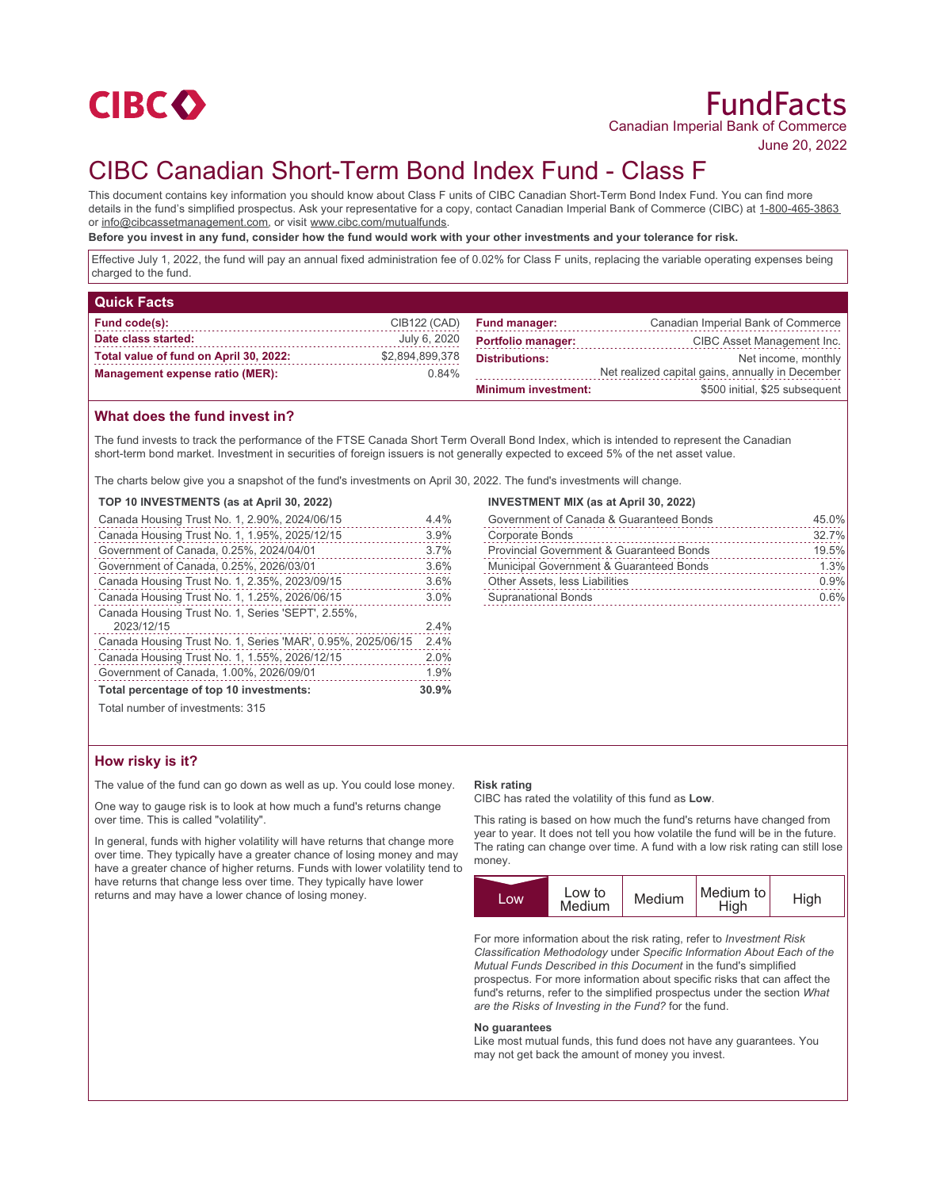CIBC

# FundFacts

Canadian Imperial Bank of Commerce

June 20, 2022

# CIBC Canadian Short-Term Bond Index Fund - Class F

This document contains key information you should know about Class F units of CIBC Canadian Short-Term Bond Index Fund. You can find more details in the fund's simplified prospectus. Ask your representative for a copy, contact Canadian Imperial Bank of Commerce (CIBC) at 1-800-465-3863 or info@cibcassetmanagement.com, or visit www.cibc.com/mutualfunds.

**Before you invest in any fund, consider how the fund would work with your other investments and your tolerance for risk.**

Effective July 1, 2022, the fund will pay an annual fixed administration fee of 0.02% for Class F units, replacing the variable operating expenses being charged to the fund.

## Quick Facts

| | |
|---|---|
| **Fund code(s):** | CIB122 (CAD) |
| **Date class started:** | July 6, 2020 |
| **Total value of fund on April 30, 2022:** | $2,894,899,378 |
| **Management expense ratio (MER):** | 0.84% |
| **Fund manager:** | Canadian Imperial Bank of Commerce |
| **Portfolio manager:** | CIBC Asset Management Inc. |
| **Distributions:** | Net income, monthly<br>Net realized capital gains, annually in December |
| **Minimum investment:** | $500 initial, $25 subsequent |

## What does the fund invest in?

The fund invests to track the performance of the FTSE Canada Short Term Overall Bond Index, which is intended to represent the Canadian short-term bond market. Investment in securities of foreign issuers is not generally expected to exceed 5% of the net asset value.

The charts below give you a snapshot of the fund's investments on April 30, 2022. The fund's investments will change.

**TOP 10 INVESTMENTS (as at April 30, 2022)**

| | |
|---|---|
| Canada Housing Trust No. 1, 2.90%, 2024/06/15 | 4.4% |
| Canada Housing Trust No. 1, 1.95%, 2025/12/15 | 3.9% |
| Government of Canada, 0.25%, 2024/04/01 | 3.7% |
| Government of Canada, 0.25%, 2026/03/01 | 3.6% |
| Canada Housing Trust No. 1, 2.35%, 2023/09/15 | 3.6% |
| Canada Housing Trust No. 1, 1.25%, 2026/06/15 | 3.0% |
| Canada Housing Trust No. 1, Series 'SEPT', 2.55%, 2023/12/15 | 2.4% |
| Canada Housing Trust No. 1, Series 'MAR', 0.95%, 2025/06/15 | 2.4% |
| Canada Housing Trust No. 1, 1.55%, 2026/12/15 | 2.0% |
| Government of Canada, 1.00%, 2026/09/01 | 1.9% |
| **Total percentage of top 10 investments:** | **30.9%** |

Total number of investments: 315

**INVESTMENT MIX (as at April 30, 2022)**

| | |
|---|---|
| Government of Canada & Guaranteed Bonds | 45.0% |
| Corporate Bonds | 32.7% |
| Provincial Government & Guaranteed Bonds | 19.5% |
| Municipal Government & Guaranteed Bonds | 1.3% |
| Other Assets, less Liabilities | 0.9% |
| Supranational Bonds | 0.6% |

## How risky is it?

The value of the fund can go down as well as up. You could lose money.

One way to gauge risk is to look at how much a fund's returns change over time. This is called "volatility".

In general, funds with higher volatility will have returns that change more over time. They typically have a greater chance of losing money and may have a greater chance of higher returns. Funds with lower volatility tend to have returns that change less over time. They typically have lower returns and may have a lower chance of losing money.

**Risk rating**

CIBC has rated the volatility of this fund as **Low**.

This rating is based on how much the fund's returns have changed from year to year. It does not tell you how volatile the fund will be in the future. The rating can change over time. A fund with a low risk rating can still lose money.

| **Low** | Low to Medium | Medium | Medium to High | High |
|---|---|---|---|---|

For more information about the risk rating, refer to *Investment Risk Classification Methodology* under *Specific Information About Each of the Mutual Funds Described in this Document* in the fund's simplified prospectus. For more information about specific risks that can affect the fund's returns, refer to the simplified prospectus under the section *What are the Risks of Investing in the Fund?* for the fund.

**No guarantees**

Like most mutual funds, this fund does not have any guarantees. You may not get back the amount of money you invest.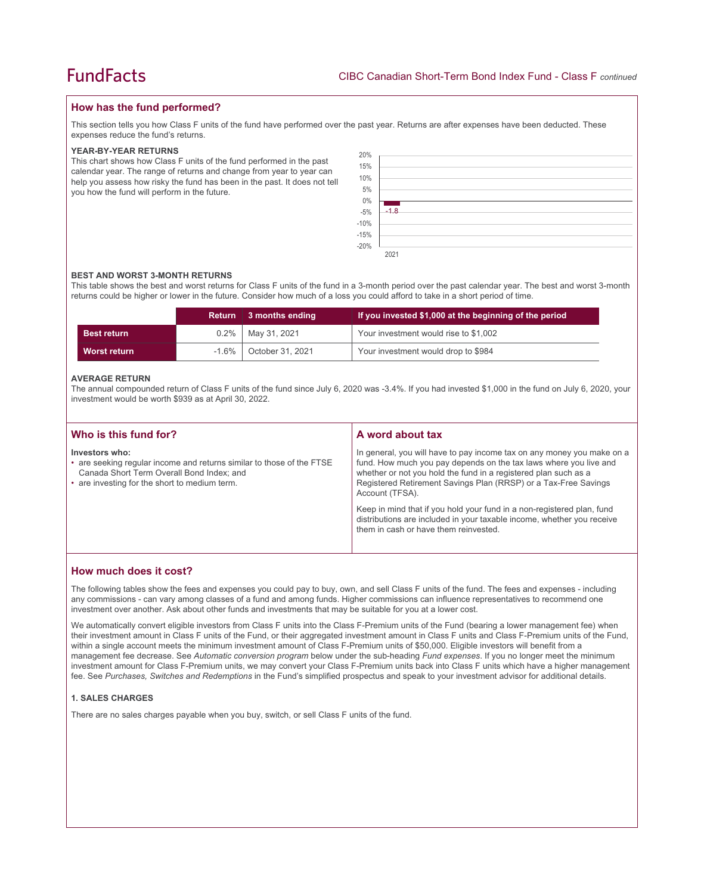## How has the fund performed?

This section tells you how Class F units of the fund have performed over the past year. Returns are after expenses have been deducted. These expenses reduce the fund's returns.

### YEAR-BY-YEAR RETURNS

This chart shows how Class F units of the fund performed in the past calendar year. The range of returns and change from year to year can help you assess how risky the fund has been in the past. It does not tell you how the fund will perform in the future.

| Year | Return (%) |
|---|---|
| 2021 | -1.8 |

### BEST AND WORST 3-MONTH RETURNS

This table shows the best and worst returns for Class F units of the fund in a 3-month period over the past calendar year. The best and worst 3-month returns could be higher or lower in the future. Consider how much of a loss you could afford to take in a short period of time.

| | Return | 3 months ending | If you invested $1,000 at the beginning of the period |
|---|---|---|---|
| **Best return** | 0.2% | May 31, 2021 | Your investment would rise to $1,002 |
| **Worst return** | -1.6% | October 31, 2021 | Your investment would drop to $984 |

### AVERAGE RETURN

The annual compounded return of Class F units of the fund since July 6, 2020 was -3.4%. If you had invested $1,000 in the fund on July 6, 2020, your investment would be worth $939 as at April 30, 2022.

## Who is this fund for?

**Investors who:**

- are seeking regular income and returns similar to those of the FTSE Canada Short Term Overall Bond Index; and
- are investing for the short to medium term.

## A word about tax

In general, you will have to pay income tax on any money you make on a fund. How much you pay depends on the tax laws where you live and whether or not you hold the fund in a registered plan such as a Registered Retirement Savings Plan (RRSP) or a Tax-Free Savings Account (TFSA).

Keep in mind that if you hold your fund in a non-registered plan, fund distributions are included in your taxable income, whether you receive them in cash or have them reinvested.

## How much does it cost?

The following tables show the fees and expenses you could pay to buy, own, and sell Class F units of the fund. The fees and expenses - including any commissions - can vary among classes of a fund and among funds. Higher commissions can influence representatives to recommend one investment over another. Ask about other funds and investments that may be suitable for you at a lower cost.

We automatically convert eligible investors from Class F units into the Class F-Premium units of the Fund (bearing a lower management fee) when their investment amount in Class F units of the Fund, or their aggregated investment amount in Class F units and Class F-Premium units of the Fund, within a single account meets the minimum investment amount of Class F-Premium units of $50,000. Eligible investors will benefit from a management fee decrease. See *Automatic conversion program* below under the sub-heading *Fund expenses*. If you no longer meet the minimum investment amount for Class F-Premium units, we may convert your Class F-Premium units back into Class F units which have a higher management fee. See *Purchases, Switches and Redemptions* in the Fund's simplified prospectus and speak to your investment advisor for additional details.

### 1. SALES CHARGES

There are no sales charges payable when you buy, switch, or sell Class F units of the fund.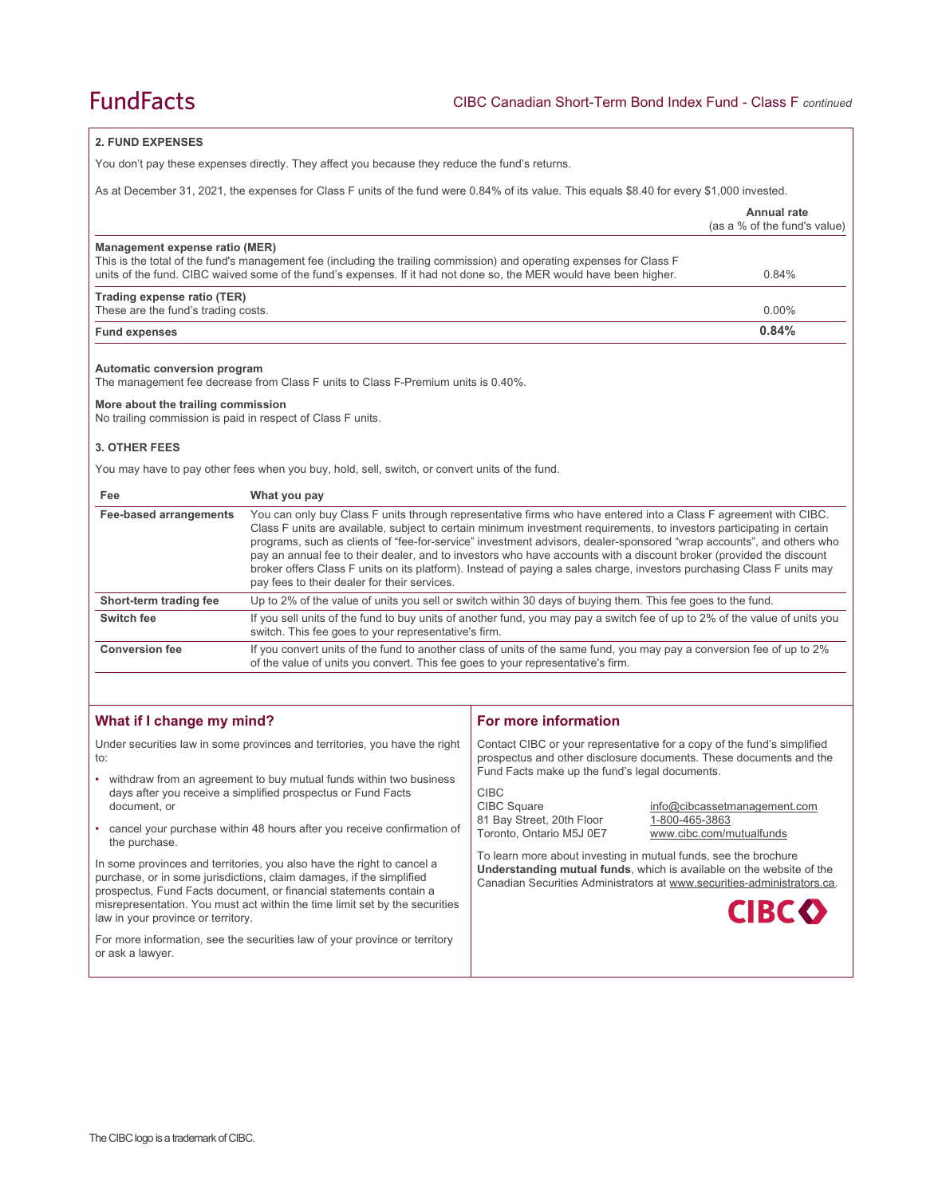## 2. FUND EXPENSES

You don't pay these expenses directly. They affect you because they reduce the fund's returns.

As at December 31, 2021, the expenses for Class F units of the fund were 0.84% of its value. This equals $8.40 for every $1,000 invested.

| | Annual rate (as a % of the fund's value) |
|---|---|
| **Management expense ratio (MER)** This is the total of the fund's management fee (including the trailing commission) and operating expenses for Class F units of the fund. CIBC waived some of the fund's expenses. If it had not done so, the MER would have been higher. | 0.84% |
| **Trading expense ratio (TER)** These are the fund's trading costs. | 0.00% |
| **Fund expenses** | **0.84%** |

**Automatic conversion program**
The management fee decrease from Class F units to Class F-Premium units is 0.40%.

**More about the trailing commission**
No trailing commission is paid in respect of Class F units.

## 3. OTHER FEES

You may have to pay other fees when you buy, hold, sell, switch, or convert units of the fund.

| Fee | What you pay |
|---|---|
| **Fee-based arrangements** | You can only buy Class F units through representative firms who have entered into a Class F agreement with CIBC. Class F units are available, subject to certain minimum investment requirements, to investors participating in certain programs, such as clients of "fee-for-service" investment advisors, dealer-sponsored "wrap accounts", and others who pay an annual fee to their dealer, and to investors who have accounts with a discount broker (provided the discount broker offers Class F units on its platform). Instead of paying a sales charge, investors purchasing Class F units may pay fees to their dealer for their services. |
| **Short-term trading fee** | Up to 2% of the value of units you sell or switch within 30 days of buying them. This fee goes to the fund. |
| **Switch fee** | If you sell units of the fund to buy units of another fund, you may pay a switch fee of up to 2% of the value of units you switch. This fee goes to your representative's firm. |
| **Conversion fee** | If you convert units of the fund to another class of units of the same fund, you may pay a conversion fee of up to 2% of the value of units you convert. This fee goes to your representative's firm. |

## What if I change my mind?

Under securities law in some provinces and territories, you have the right to:

- withdraw from an agreement to buy mutual funds within two business days after you receive a simplified prospectus or Fund Facts document, or
- cancel your purchase within 48 hours after you receive confirmation of the purchase.

In some provinces and territories, you also have the right to cancel a purchase, or in some jurisdictions, claim damages, if the simplified prospectus, Fund Facts document, or financial statements contain a misrepresentation. You must act within the time limit set by the securities law in your province or territory.

For more information, see the securities law of your province or territory or ask a lawyer.

## For more information

Contact CIBC or your representative for a copy of the fund's simplified prospectus and other disclosure documents. These documents and the Fund Facts make up the fund's legal documents.

CIBC
CIBC Square
81 Bay Street, 20th Floor
Toronto, Ontario M5J 0E7

info@cibcassetmanagement.com
1-800-465-3863
www.cibc.com/mutualfunds

To learn more about investing in mutual funds, see the brochure **Understanding mutual funds**, which is available on the website of the Canadian Securities Administrators at www.securities-administrators.ca.

The CIBC logo is a trademark of CIBC.